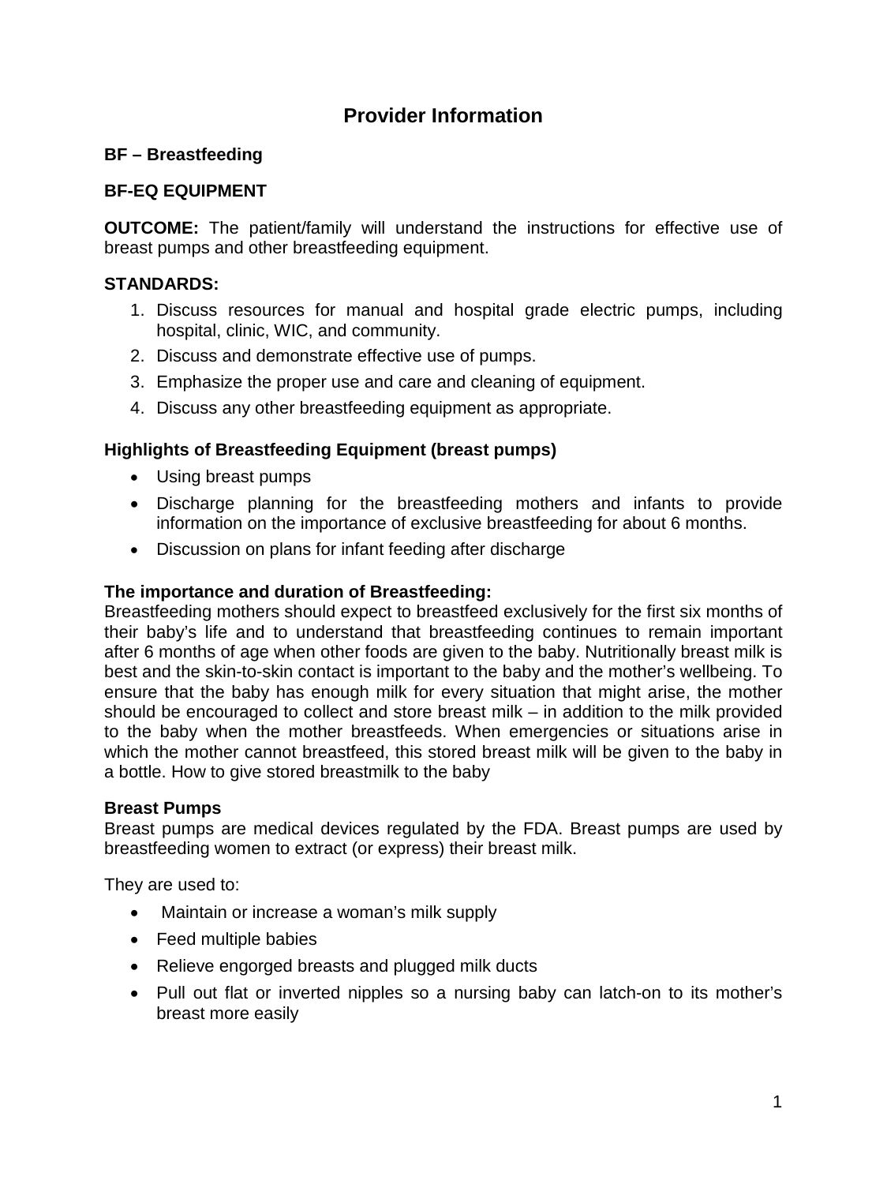# Provider Information

**BF – Breastfeeding**

**BF-EQ EQUIPMENT**

**OUTCOME:** The patient/family will understand the instructions for effective use of breast pumps and other breastfeeding equipment.

**STANDARDS:**

1. Discuss resources for manual and hospital grade electric pumps, including hospital, clinic, WIC, and community.
2. Discuss and demonstrate effective use of pumps.
3. Emphasize the proper use and care and cleaning of equipment.
4. Discuss any other breastfeeding equipment as appropriate.

**Highlights of Breastfeeding Equipment (breast pumps)**

- Using breast pumps
- Discharge planning for the breastfeeding mothers and infants to provide information on the importance of exclusive breastfeeding for about 6 months.
- Discussion on plans for infant feeding after discharge

**The importance and duration of Breastfeeding:**
Breastfeeding mothers should expect to breastfeed exclusively for the first six months of their baby's life and to understand that breastfeeding continues to remain important after 6 months of age when other foods are given to the baby. Nutritionally breast milk is best and the skin-to-skin contact is important to the baby and the mother's wellbeing. To ensure that the baby has enough milk for every situation that might arise, the mother should be encouraged to collect and store breast milk – in addition to the milk provided to the baby when the mother breastfeeds. When emergencies or situations arise in which the mother cannot breastfeed, this stored breast milk will be given to the baby in a bottle. How to give stored breastmilk to the baby

**Breast Pumps**
Breast pumps are medical devices regulated by the FDA. Breast pumps are used by breastfeeding women to extract (or express) their breast milk.

They are used to:

- Maintain or increase a woman's milk supply
- Feed multiple babies
- Relieve engorged breasts and plugged milk ducts
- Pull out flat or inverted nipples so a nursing baby can latch-on to its mother's breast more easily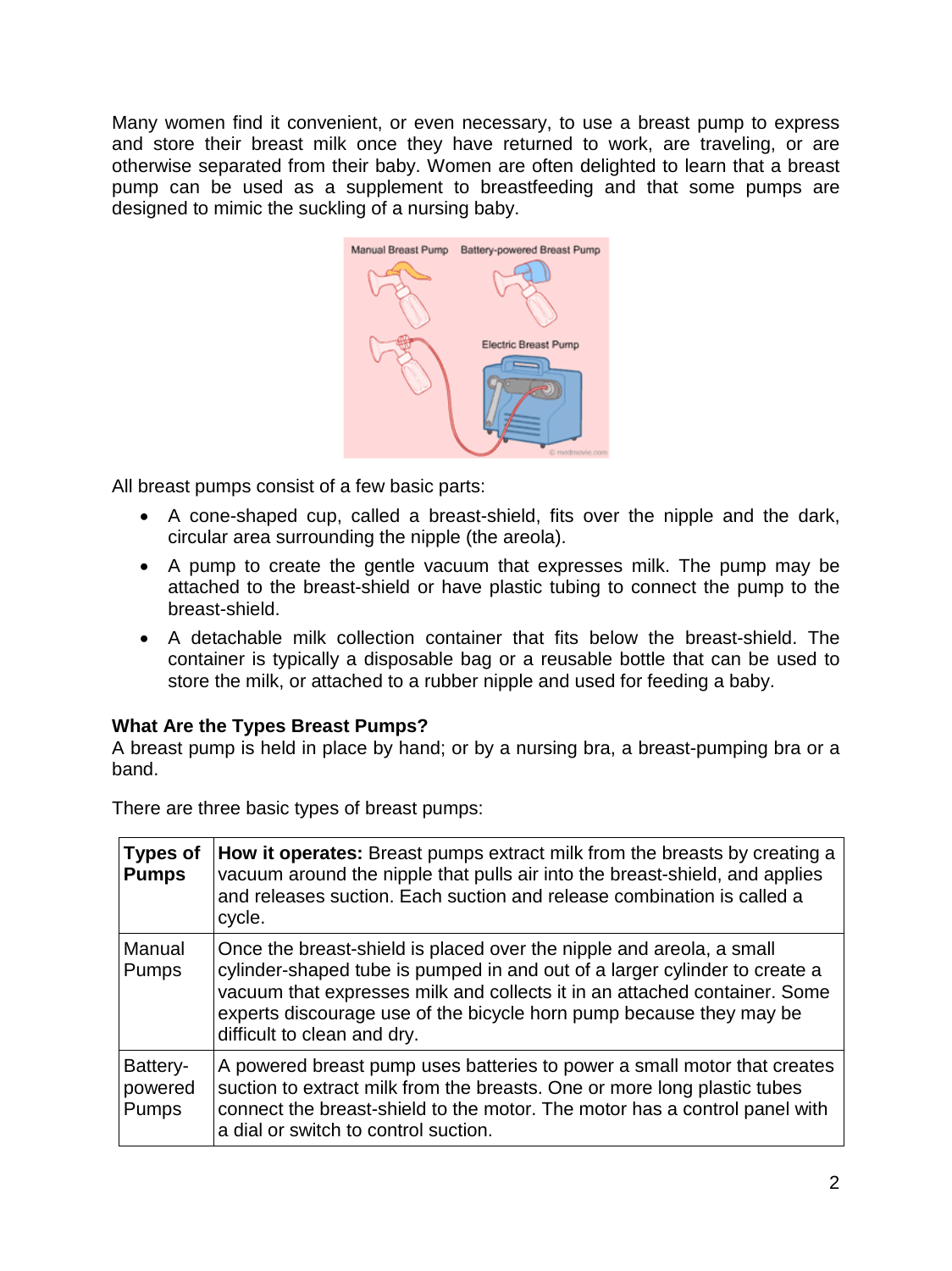Many women find it convenient, or even necessary, to use a breast pump to express and store their breast milk once they have returned to work, are traveling, or are otherwise separated from their baby. Women are often delighted to learn that a breast pump can be used as a supplement to breastfeeding and that some pumps are designed to mimic the suckling of a nursing baby.

All breast pumps consist of a few basic parts:

- A cone-shaped cup, called a breast-shield, fits over the nipple and the dark, circular area surrounding the nipple (the areola).
- A pump to create the gentle vacuum that expresses milk. The pump may be attached to the breast-shield or have plastic tubing to connect the pump to the breast-shield.
- A detachable milk collection container that fits below the breast-shield. The container is typically a disposable bag or a reusable bottle that can be used to store the milk, or attached to a rubber nipple and used for feeding a baby.

**What Are the Types Breast Pumps?**

A breast pump is held in place by hand; or by a nursing bra, a breast-pumping bra or a band.

There are three basic types of breast pumps:

| **Types of Pumps** | **How it operates:** Breast pumps extract milk from the breasts by creating a vacuum around the nipple that pulls air into the breast-shield, and applies and releases suction. Each suction and release combination is called a cycle. |
|---|---|
| Manual Pumps | Once the breast-shield is placed over the nipple and areola, a small cylinder-shaped tube is pumped in and out of a larger cylinder to create a vacuum that expresses milk and collects it in an attached container. Some experts discourage use of the bicycle horn pump because they may be difficult to clean and dry. |
| Battery-powered Pumps | A powered breast pump uses batteries to power a small motor that creates suction to extract milk from the breasts. One or more long plastic tubes connect the breast-shield to the motor. The motor has a control panel with a dial or switch to control suction. |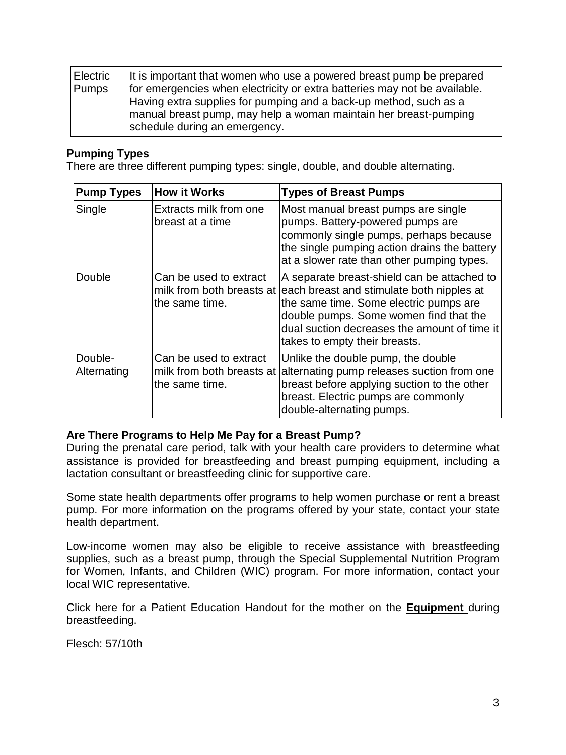| | |
|---|---|
| Electric Pumps | It is important that women who use a powered breast pump be prepared for emergencies when electricity or extra batteries may not be available. Having extra supplies for pumping and a back-up method, such as a manual breast pump, may help a woman maintain her breast-pumping schedule during an emergency. |

**Pumping Types**

There are three different pumping types: single, double, and double alternating.

| Pump Types | How it Works | Types of Breast Pumps |
|---|---|---|
| Single | Extracts milk from one breast at a time | Most manual breast pumps are single pumps. Battery-powered pumps are commonly single pumps, perhaps because the single pumping action drains the battery at a slower rate than other pumping types. |
| Double | Can be used to extract milk from both breasts at the same time. | A separate breast-shield can be attached to each breast and stimulate both nipples at the same time. Some electric pumps are double pumps. Some women find that the dual suction decreases the amount of time it takes to empty their breasts. |
| Double-Alternating | Can be used to extract milk from both breasts at the same time. | Unlike the double pump, the double alternating pump releases suction from one breast before applying suction to the other breast. Electric pumps are commonly double-alternating pumps. |

**Are There Programs to Help Me Pay for a Breast Pump?**

During the prenatal care period, talk with your health care providers to determine what assistance is provided for breastfeeding and breast pumping equipment, including a lactation consultant or breastfeeding clinic for supportive care.

Some state health departments offer programs to help women purchase or rent a breast pump. For more information on the programs offered by your state, contact your state health department.

Low-income women may also be eligible to receive assistance with breastfeeding supplies, such as a breast pump, through the Special Supplemental Nutrition Program for Women, Infants, and Children (WIC) program. For more information, contact your local WIC representative.

Click here for a Patient Education Handout for the mother on the **Equipment** during breastfeeding.

Flesch: 57/10th